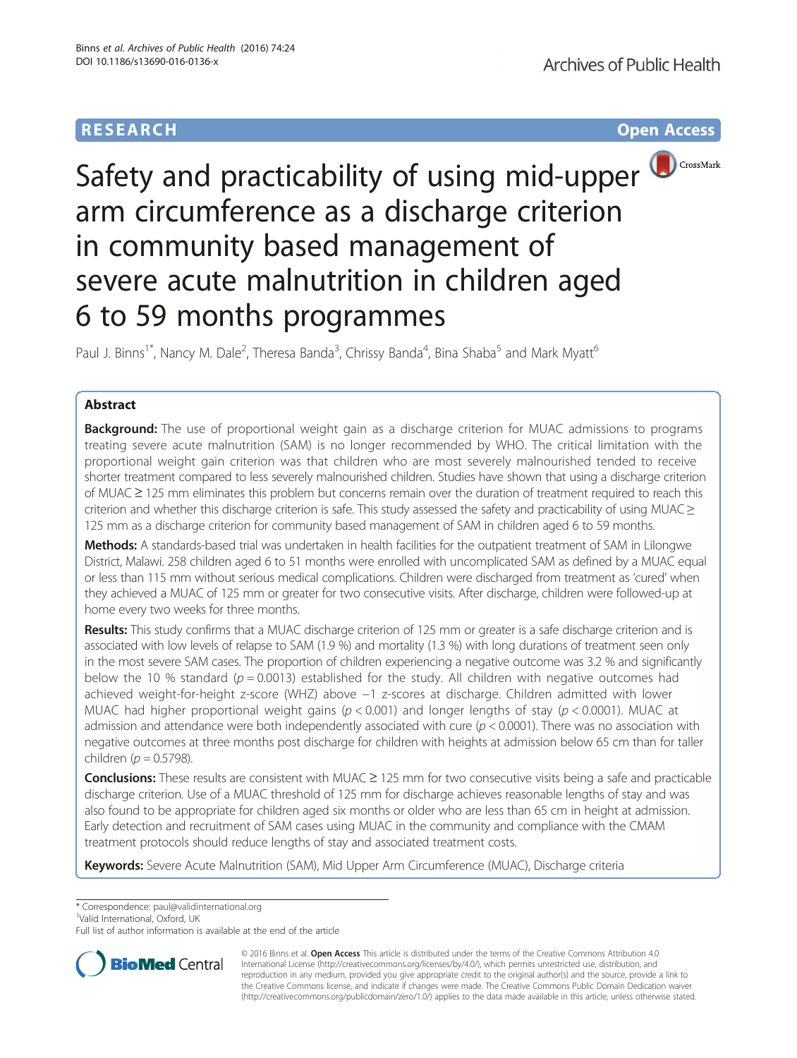RESEARCH Open Access

# Safety and practicability of using mid-upper arm circumference as a discharge criterion in community based management of severe acute malnutrition in children aged 6 to 59 months programmes

Paul J. Binns[1*], Nancy M. Dale[2], Theresa Banda[3], Chrissy Banda[4], Bina Shaba[5] and Mark Myatt[6]

## Abstract

**Background:** The use of proportional weight gain as a discharge criterion for MUAC admissions to programs treating severe acute malnutrition (SAM) is no longer recommended by WHO. The critical limitation with the proportional weight gain criterion was that children who are most severely malnourished tended to receive shorter treatment compared to less severely malnourished children. Studies have shown that using a discharge criterion of MUAC ≥ 125 mm eliminates this problem but concerns remain over the duration of treatment required to reach this criterion and whether this discharge criterion is safe. This study assessed the safety and practicability of using MUAC ≥ 125 mm as a discharge criterion for community based management of SAM in children aged 6 to 59 months.

**Methods:** A standards-based trial was undertaken in health facilities for the outpatient treatment of SAM in Lilongwe District, Malawi. 258 children aged 6 to 51 months were enrolled with uncomplicated SAM as defined by a MUAC equal or less than 115 mm without serious medical complications. Children were discharged from treatment as 'cured' when they achieved a MUAC of 125 mm or greater for two consecutive visits. After discharge, children were followed-up at home every two weeks for three months.

**Results:** This study confirms that a MUAC discharge criterion of 125 mm or greater is a safe discharge criterion and is associated with low levels of relapse to SAM (1.9 %) and mortality (1.3 %) with long durations of treatment seen only in the most severe SAM cases. The proportion of children experiencing a negative outcome was 3.2 % and significantly below the 10 % standard ($p = 0.0013$) established for the study. All children with negative outcomes had achieved weight-for-height z-score (WHZ) above −1 z-scores at discharge. Children admitted with lower MUAC had higher proportional weight gains ($p < 0.001$) and longer lengths of stay ($p < 0.0001$). MUAC at admission and attendance were both independently associated with cure ($p < 0.0001$). There was no association with negative outcomes at three months post discharge for children with heights at admission below 65 cm than for taller children ($p = 0.5798$).

**Conclusions:** These results are consistent with MUAC ≥ 125 mm for two consecutive visits being a safe and practicable discharge criterion. Use of a MUAC threshold of 125 mm for discharge achieves reasonable lengths of stay and was also found to be appropriate for children aged six months or older who are less than 65 cm in height at admission. Early detection and recruitment of SAM cases using MUAC in the community and compliance with the CMAM treatment protocols should reduce lengths of stay and associated treatment costs.

**Keywords:** Severe Acute Malnutrition (SAM), Mid Upper Arm Circumference (MUAC), Discharge criteria

\* Correspondence: paul@validinternational.org
[1]Valid International, Oxford, UK
Full list of author information is available at the end of the article

© 2016 Binns et al. **Open Access** This article is distributed under the terms of the Creative Commons Attribution 4.0 International License (http://creativecommons.org/licenses/by/4.0/), which permits unrestricted use, distribution, and reproduction in any medium, provided you give appropriate credit to the original author(s) and the source, provide a link to the Creative Commons license, and indicate if changes were made. The Creative Commons Public Domain Dedication waiver (http://creativecommons.org/publicdomain/zero/1.0/) applies to the data made available in this article, unless otherwise stated.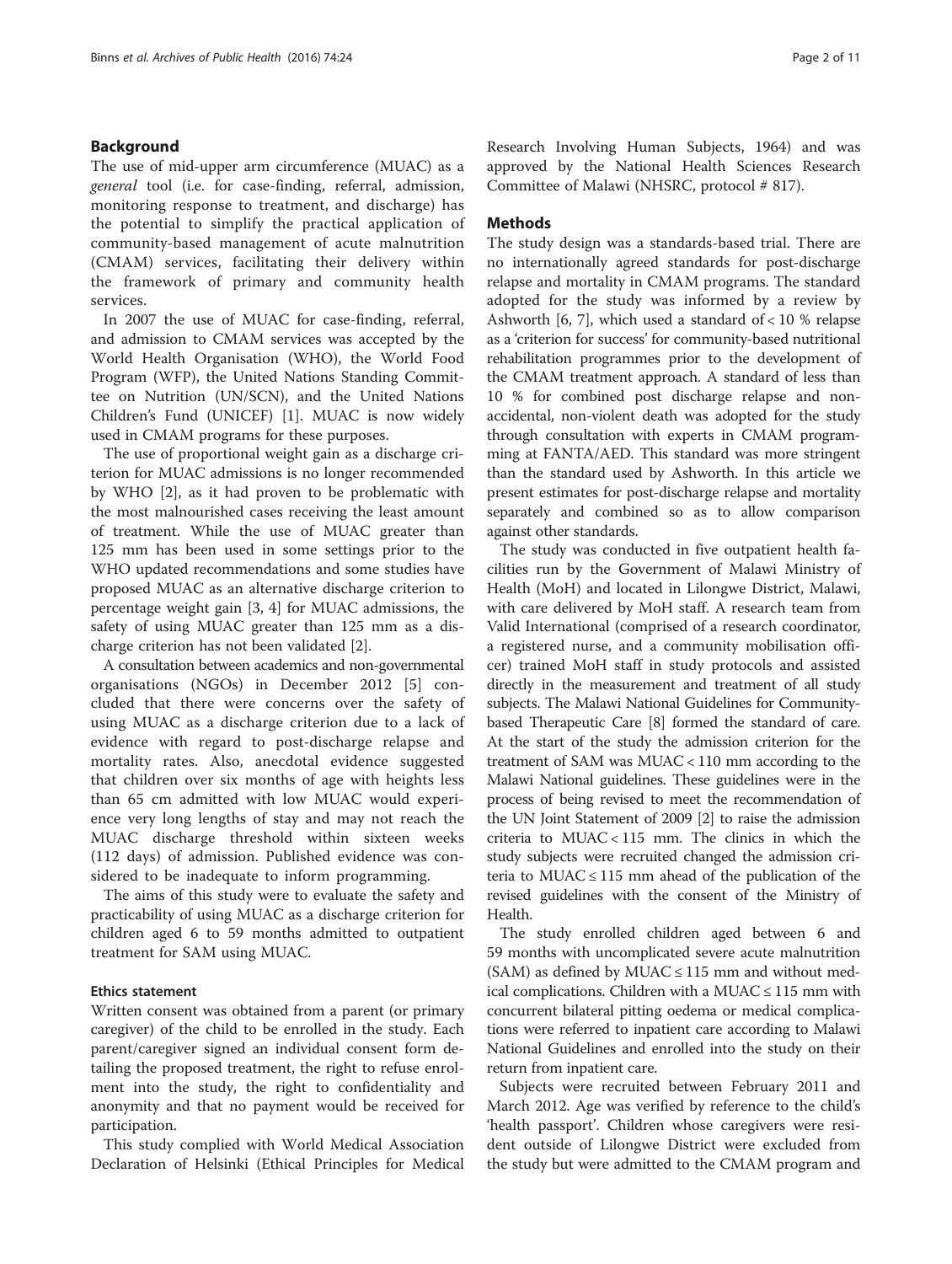## Background

The use of mid-upper arm circumference (MUAC) as a *general* tool (i.e. for case-finding, referral, admission, monitoring response to treatment, and discharge) has the potential to simplify the practical application of community-based management of acute malnutrition (CMAM) services, facilitating their delivery within the framework of primary and community health services.

In 2007 the use of MUAC for case-finding, referral, and admission to CMAM services was accepted by the World Health Organisation (WHO), the World Food Program (WFP), the United Nations Standing Committee on Nutrition (UN/SCN), and the United Nations Children's Fund (UNICEF) [1]. MUAC is now widely used in CMAM programs for these purposes.

The use of proportional weight gain as a discharge criterion for MUAC admissions is no longer recommended by WHO [2], as it had proven to be problematic with the most malnourished cases receiving the least amount of treatment. While the use of MUAC greater than 125 mm has been used in some settings prior to the WHO updated recommendations and some studies have proposed MUAC as an alternative discharge criterion to percentage weight gain [3, 4] for MUAC admissions, the safety of using MUAC greater than 125 mm as a discharge criterion has not been validated [2].

A consultation between academics and non-governmental organisations (NGOs) in December 2012 [5] concluded that there were concerns over the safety of using MUAC as a discharge criterion due to a lack of evidence with regard to post-discharge relapse and mortality rates. Also, anecdotal evidence suggested that children over six months of age with heights less than 65 cm admitted with low MUAC would experience very long lengths of stay and may not reach the MUAC discharge threshold within sixteen weeks (112 days) of admission. Published evidence was considered to be inadequate to inform programming.

The aims of this study were to evaluate the safety and practicability of using MUAC as a discharge criterion for children aged 6 to 59 months admitted to outpatient treatment for SAM using MUAC.

### Ethics statement

Written consent was obtained from a parent (or primary caregiver) of the child to be enrolled in the study. Each parent/caregiver signed an individual consent form detailing the proposed treatment, the right to refuse enrolment into the study, the right to confidentiality and anonymity and that no payment would be received for participation.

This study complied with World Medical Association Declaration of Helsinki (Ethical Principles for Medical Research Involving Human Subjects, 1964) and was approved by the National Health Sciences Research Committee of Malawi (NHSRC, protocol # 817).

## Methods

The study design was a standards-based trial. There are no internationally agreed standards for post-discharge relapse and mortality in CMAM programs. The standard adopted for the study was informed by a review by Ashworth [6, 7], which used a standard of < 10 % relapse as a 'criterion for success' for community-based nutritional rehabilitation programmes prior to the development of the CMAM treatment approach. A standard of less than 10 % for combined post discharge relapse and non-accidental, non-violent death was adopted for the study through consultation with experts in CMAM programming at FANTA/AED. This standard was more stringent than the standard used by Ashworth. In this article we present estimates for post-discharge relapse and mortality separately and combined so as to allow comparison against other standards.

The study was conducted in five outpatient health facilities run by the Government of Malawi Ministry of Health (MoH) and located in Lilongwe District, Malawi, with care delivered by MoH staff. A research team from Valid International (comprised of a research coordinator, a registered nurse, and a community mobilisation officer) trained MoH staff in study protocols and assisted directly in the measurement and treatment of all study subjects. The Malawi National Guidelines for Community-based Therapeutic Care [8] formed the standard of care. At the start of the study the admission criterion for the treatment of SAM was MUAC < 110 mm according to the Malawi National guidelines. These guidelines were in the process of being revised to meet the recommendation of the UN Joint Statement of 2009 [2] to raise the admission criteria to MUAC < 115 mm. The clinics in which the study subjects were recruited changed the admission criteria to MUAC ≤ 115 mm ahead of the publication of the revised guidelines with the consent of the Ministry of Health.

The study enrolled children aged between 6 and 59 months with uncomplicated severe acute malnutrition (SAM) as defined by MUAC ≤ 115 mm and without medical complications. Children with a MUAC ≤ 115 mm with concurrent bilateral pitting oedema or medical complications were referred to inpatient care according to Malawi National Guidelines and enrolled into the study on their return from inpatient care.

Subjects were recruited between February 2011 and March 2012. Age was verified by reference to the child's 'health passport'. Children whose caregivers were resident outside of Lilongwe District were excluded from the study but were admitted to the CMAM program and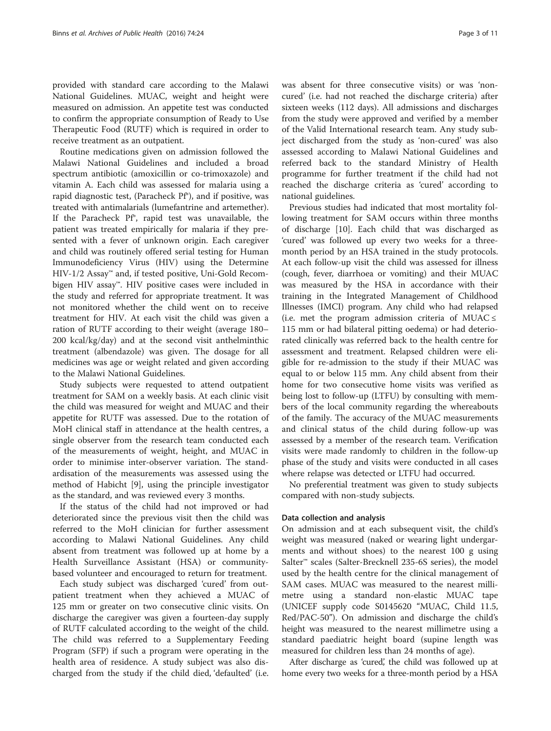provided with standard care according to the Malawi National Guidelines. MUAC, weight and height were measured on admission. An appetite test was conducted to confirm the appropriate consumption of Ready to Use Therapeutic Food (RUTF) which is required in order to receive treatment as an outpatient.

Routine medications given on admission followed the Malawi National Guidelines and included a broad spectrum antibiotic (amoxicillin or co-trimoxazole) and vitamin A. Each child was assessed for malaria using a rapid diagnostic test, (Paracheck Pf®), and if positive, was treated with antimalarials (lumefantrine and artemether). If the Paracheck Pf®, rapid test was unavailable, the patient was treated empirically for malaria if they presented with a fever of unknown origin. Each caregiver and child was routinely offered serial testing for Human Immunodeficiency Virus (HIV) using the Determine HIV-1/2 Assay™ and, if tested positive, Uni-Gold Recombigen HIV assay™. HIV positive cases were included in the study and referred for appropriate treatment. It was not monitored whether the child went on to receive treatment for HIV. At each visit the child was given a ration of RUTF according to their weight (average 180–200 kcal/kg/day) and at the second visit anthelminthic treatment (albendazole) was given. The dosage for all medicines was age or weight related and given according to the Malawi National Guidelines.

Study subjects were requested to attend outpatient treatment for SAM on a weekly basis. At each clinic visit the child was measured for weight and MUAC and their appetite for RUTF was assessed. Due to the rotation of MoH clinical staff in attendance at the health centres, a single observer from the research team conducted each of the measurements of weight, height, and MUAC in order to minimise inter-observer variation. The standardisation of the measurements was assessed using the method of Habicht [9], using the principle investigator as the standard, and was reviewed every 3 months.

If the status of the child had not improved or had deteriorated since the previous visit then the child was referred to the MoH clinician for further assessment according to Malawi National Guidelines. Any child absent from treatment was followed up at home by a Health Surveillance Assistant (HSA) or community-based volunteer and encouraged to return for treatment.

Each study subject was discharged 'cured' from outpatient treatment when they achieved a MUAC of 125 mm or greater on two consecutive clinic visits. On discharge the caregiver was given a fourteen-day supply of RUTF calculated according to the weight of the child. The child was referred to a Supplementary Feeding Program (SFP) if such a program were operating in the health area of residence. A study subject was also discharged from the study if the child died, 'defaulted' (i.e. was absent for three consecutive visits) or was 'non-cured' (i.e. had not reached the discharge criteria) after sixteen weeks (112 days). All admissions and discharges from the study were approved and verified by a member of the Valid International research team. Any study subject discharged from the study as 'non-cured' was also assessed according to Malawi National Guidelines and referred back to the standard Ministry of Health programme for further treatment if the child had not reached the discharge criteria as 'cured' according to national guidelines.

Previous studies had indicated that most mortality following treatment for SAM occurs within three months of discharge [10]. Each child that was discharged as 'cured' was followed up every two weeks for a three-month period by an HSA trained in the study protocols. At each follow-up visit the child was assessed for illness (cough, fever, diarrhoea or vomiting) and their MUAC was measured by the HSA in accordance with their training in the Integrated Management of Childhood Illnesses (IMCI) program. Any child who had relapsed (i.e. met the program admission criteria of MUAC ≤ 115 mm or had bilateral pitting oedema) or had deteriorated clinically was referred back to the health centre for assessment and treatment. Relapsed children were eligible for re-admission to the study if their MUAC was equal to or below 115 mm. Any child absent from their home for two consecutive home visits was verified as being lost to follow-up (LTFU) by consulting with members of the local community regarding the whereabouts of the family. The accuracy of the MUAC measurements and clinical status of the child during follow-up was assessed by a member of the research team. Verification visits were made randomly to children in the follow-up phase of the study and visits were conducted in all cases where relapse was detected or LTFU had occurred.

No preferential treatment was given to study subjects compared with non-study subjects.

### Data collection and analysis

On admission and at each subsequent visit, the child's weight was measured (naked or wearing light undergarments and without shoes) to the nearest 100 g using Salter™ scales (Salter-Brecknell 235-6S series), the model used by the health centre for the clinical management of SAM cases. MUAC was measured to the nearest millimetre using a standard non-elastic MUAC tape (UNICEF supply code S0145620 "MUAC, Child 11.5, Red/PAC-50"). On admission and discharge the child's height was measured to the nearest millimetre using a standard paediatric height board (supine length was measured for children less than 24 months of age).

After discharge as 'cured,' the child was followed up at home every two weeks for a three-month period by a HSA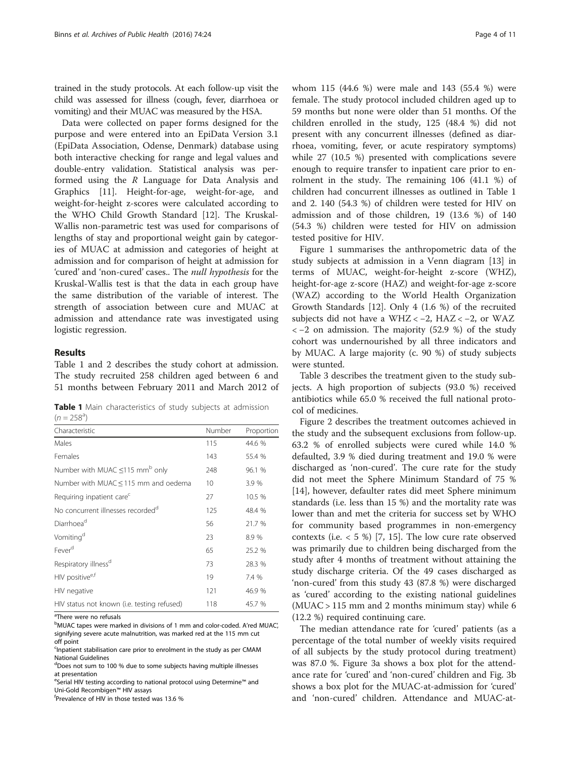trained in the study protocols. At each follow-up visit the child was assessed for illness (cough, fever, diarrhoea or vomiting) and their MUAC was measured by the HSA.

Data were collected on paper forms designed for the purpose and were entered into an EpiData Version 3.1 (EpiData Association, Odense, Denmark) database using both interactive checking for range and legal values and double-entry validation. Statistical analysis was performed using the *R* Language for Data Analysis and Graphics [11]. Height-for-age, weight-for-age, and weight-for-height z-scores were calculated according to the WHO Child Growth Standard [12]. The Kruskal-Wallis non-parametric test was used for comparisons of lengths of stay and proportional weight gain by categories of MUAC at admission and categories of height at admission and for comparison of height at admission for 'cured' and 'non-cured' cases.. The *null hypothesis* for the Kruskal-Wallis test is that the data in each group have the same distribution of the variable of interest. The strength of association between cure and MUAC at admission and attendance rate was investigated using logistic regression.

## Results

Table 1 and 2 describes the study cohort at admission. The study recruited 258 children aged between 6 and 51 months between February 2011 and March 2012 of whom 115 (44.6 %) were male and 143 (55.4 %) were female. The study protocol included children aged up to 59 months but none were older than 51 months. Of the children enrolled in the study, 125 (48.4 %) did not present with any concurrent illnesses (defined as diarrhoea, vomiting, fever, or acute respiratory symptoms) while 27 (10.5 %) presented with complications severe enough to require transfer to inpatient care prior to enrolment in the study. The remaining 106 (41.1 %) of children had concurrent illnesses as outlined in Table 1 and 2. 140 (54.3 %) of children were tested for HIV on admission and of those children, 19 (13.6 %) of 140 (54.3 %) children were tested for HIV on admission tested positive for HIV.

**Table 1** Main characteristics of study subjects at admission ($n = 258$[a])

| Characteristic | Number | Proportion |
|---|---|---|
| Males | 115 | 44.6 % |
| Females | 143 | 55.4 % |
| Number with MUAC ≤115 mm[b] only | 248 | 96.1 % |
| Number with MUAC ≤ 115 mm and oedema | 10 | 3.9 % |
| Requiring inpatient care[c] | 27 | 10.5 % |
| No concurrent illnesses recorded[d] | 125 | 48.4 % |
| Diarrhoea[d] | 56 | 21.7 % |
| Vomiting[d] | 23 | 8.9 % |
| Fever[d] | 65 | 25.2 % |
| Respiratory illness[d] | 73 | 28.3 % |
| HIV positive[e,f] | 19 | 7.4 % |
| HIV negative | 121 | 46.9 % |
| HIV status not known (i.e. testing refused) | 118 | 45.7 % |

[a]There were no refusals
[b]MUAC tapes were marked in divisions of 1 mm and color-coded. A'red MUAC', signifying severe acute malnutrition, was marked red at the 115 mm cut off point
[c]Inpatient stabilisation care prior to enrolment in the study as per CMAM National Guidelines
[d]Does not sum to 100 % due to some subjects having multiple illnesses at presentation
[e]Serial HIV testing according to national protocol using Determine™ and Uni-Gold Recombigen™ HIV assays
[f]Prevalence of HIV in those tested was 13.6 %

Figure 1 summarises the anthropometric data of the study subjects at admission in a Venn diagram [13] in terms of MUAC, weight-for-height z-score (WHZ), height-for-age z-score (HAZ) and weight-for-age z-score (WAZ) according to the World Health Organization Growth Standards [12]. Only 4 (1.6 %) of the recruited subjects did not have a WHZ < −2, HAZ < −2, or WAZ < −2 on admission. The majority (52.9 %) of the study cohort was undernourished by all three indicators and by MUAC. A large majority (c. 90 %) of study subjects were stunted.

Table 3 describes the treatment given to the study subjects. A high proportion of subjects (93.0 %) received antibiotics while 65.0 % received the full national protocol of medicines.

Figure 2 describes the treatment outcomes achieved in the study and the subsequent exclusions from follow-up. 63.2 % of enrolled subjects were cured while 14.0 % defaulted, 3.9 % died during treatment and 19.0 % were discharged as 'non-cured'. The cure rate for the study did not meet the Sphere Minimum Standard of 75 % [14], however, defaulter rates did meet Sphere minimum standards (i.e. less than 15 %) and the mortality rate was lower than and met the criteria for success set by WHO for community based programmes in non-emergency contexts (i.e. < 5 %) [7, 15]. The low cure rate observed was primarily due to children being discharged from the study after 4 months of treatment without attaining the study discharge criteria. Of the 49 cases discharged as 'non-cured' from this study 43 (87.8 %) were discharged as 'cured' according to the existing national guidelines (MUAC > 115 mm and 2 months minimum stay) while 6 (12.2 %) required continuing care.

The median attendance rate for 'cured' patients (as a percentage of the total number of weekly visits required of all subjects by the study protocol during treatment) was 87.0 %. Figure 3a shows a box plot for the attendance rate for 'cured' and 'non-cured' children and Fig. 3b shows a box plot for the MUAC-at-admission for 'cured' and 'non-cured' children. Attendance and MUAC-at-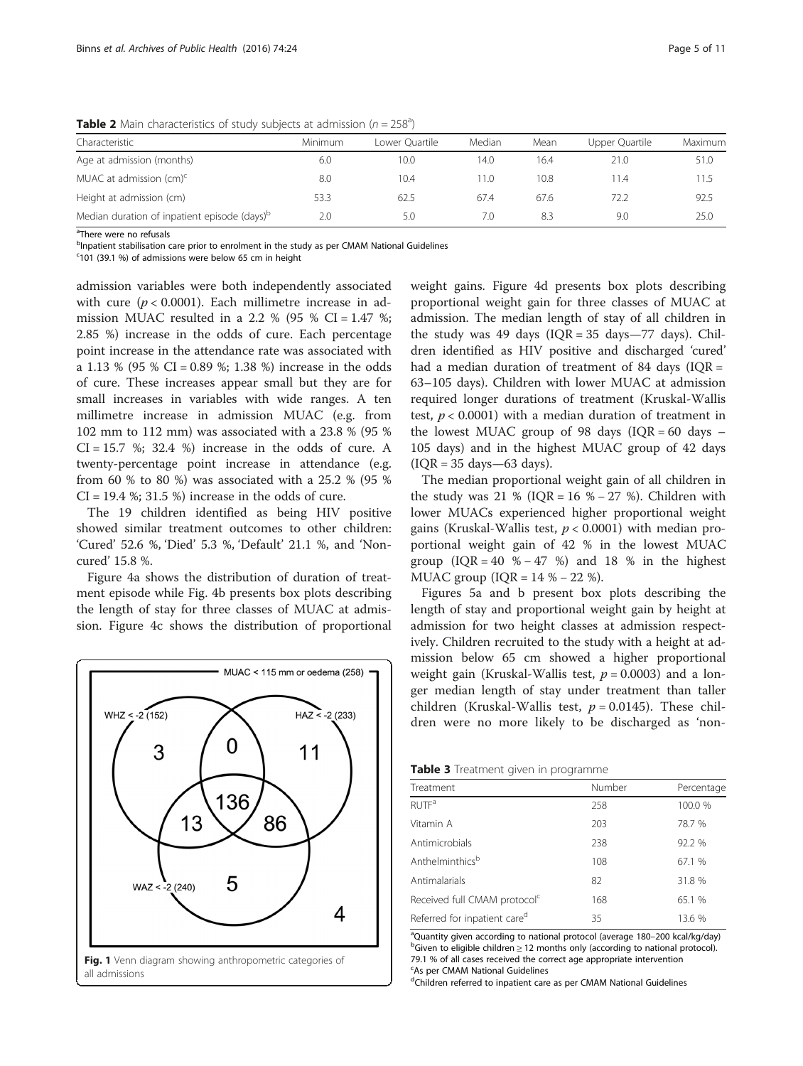**Table 2** Main characteristics of study subjects at admission ($n = 258$[a])

| Characteristic | Minimum | Lower Quartile | Median | Mean | Upper Quartile | Maximum |
|---|---|---|---|---|---|---|
| Age at admission (months) | 6.0 | 10.0 | 14.0 | 16.4 | 21.0 | 51.0 |
| MUAC at admission (cm)[c] | 8.0 | 10.4 | 11.0 | 10.8 | 11.4 | 11.5 |
| Height at admission (cm) | 53.3 | 62.5 | 67.4 | 67.6 | 72.2 | 92.5 |
| Median duration of inpatient episode (days)[b] | 2.0 | 5.0 | 7.0 | 8.3 | 9.0 | 25.0 |

[a]There were no refusals
[b]Inpatient stabilisation care prior to enrolment in the study as per CMAM National Guidelines
[c]101 (39.1 %) of admissions were below 65 cm in height

admission variables were both independently associated with cure ($p < 0.0001$). Each millimetre increase in admission MUAC resulted in a 2.2 % (95 % CI = 1.47 %; 2.85 %) increase in the odds of cure. Each percentage point increase in the attendance rate was associated with a 1.13 % (95 % CI = 0.89 %; 1.38 %) increase in the odds of cure. These increases appear small but they are for small increases in variables with wide ranges. A ten millimetre increase in admission MUAC (e.g. from 102 mm to 112 mm) was associated with a 23.8 % (95 % CI = 15.7 %; 32.4 %) increase in the odds of cure. A twenty-percentage point increase in attendance (e.g. from 60 % to 80 %) was associated with a 25.2 % (95 % CI = 19.4 %; 31.5 %) increase in the odds of cure.

The 19 children identified as being HIV positive showed similar treatment outcomes to other children: 'Cured' 52.6 %, 'Died' 5.3 %, 'Default' 21.1 %, and 'Non-cured' 15.8 %.

Figure 4a shows the distribution of duration of treatment episode while Fig. 4b presents box plots describing the length of stay for three classes of MUAC at admission. Figure 4c shows the distribution of proportional weight gains. Figure 4d presents box plots describing proportional weight gain for three classes of MUAC at admission. The median length of stay of all children in the study was 49 days (IQR = 35 days—77 days). Children identified as HIV positive and discharged 'cured' had a median duration of treatment of 84 days (IQR = 63–105 days). Children with lower MUAC at admission required longer durations of treatment (Kruskal-Wallis test, $p < 0.0001$) with a median duration of treatment in the lowest MUAC group of 98 days (IQR = 60 days – 105 days) and in the highest MUAC group of 42 days (IQR = 35 days—63 days).

The median proportional weight gain of all children in the study was 21 % (IQR = 16 % – 27 %). Children with lower MUACs experienced higher proportional weight gains (Kruskal-Wallis test, $p < 0.0001$) with median proportional weight gain of 42 % in the lowest MUAC group (IQR = 40 % – 47 %) and 18 % in the highest MUAC group (IQR = 14 % – 22 %).

Figures 5a and b present box plots describing the length of stay and proportional weight gain by height at admission for two height classes at admission respectively. Children recruited to the study with a height at admission below 65 cm showed a higher proportional weight gain (Kruskal-Wallis test, $p = 0.0003$) and a longer median length of stay under treatment than taller children (Kruskal-Wallis test, $p = 0.0145$). These children were no more likely to be discharged as 'non-

MUAC < 115 mm or oedema (258)

WHZ < -2 (152) HAZ < -2 (233) WAZ < -2 (240)

3 0 11 136 13 86 5 4

Fig. 1 Venn diagram showing anthropometric categories of all admissions

**Table 3** Treatment given in programme

| Treatment | Number | Percentage |
|---|---|---|
| RUTF[a] | 258 | 100.0 % |
| Vitamin A | 203 | 78.7 % |
| Antimicrobials | 238 | 92.2 % |
| Anthelminthics[b] | 108 | 67.1 % |
| Antimalarials | 82 | 31.8 % |
| Received full CMAM protocol[c] | 168 | 65.1 % |
| Referred for inpatient care[d] | 35 | 13.6 % |

[a]Quantity given according to national protocol (average 180–200 kcal/kg/day)
[b]Given to eligible children ≥ 12 months only (according to national protocol). 79.1 % of all cases received the correct age appropriate intervention
[c]As per CMAM National Guidelines
[d]Children referred to inpatient care as per CMAM National Guidelines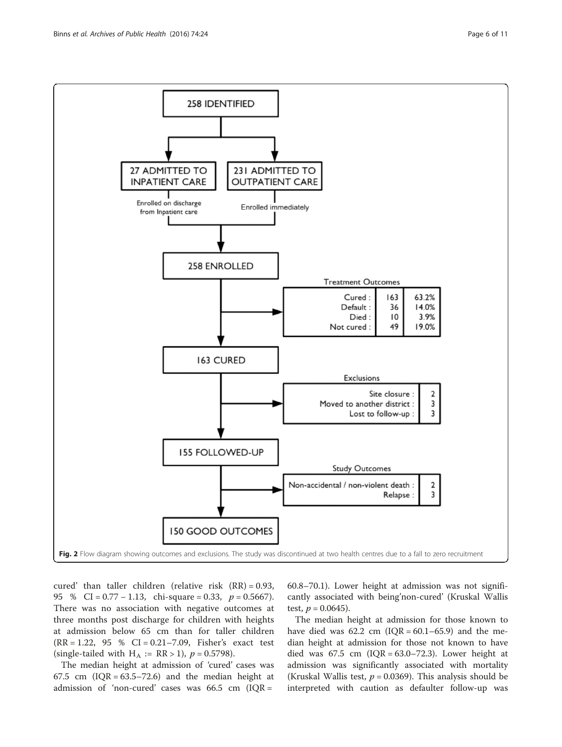258 IDENTIFIED

27 ADMITTED TO INPATIENT CARE — Enrolled on discharge from Inpatient care

231 ADMITTED TO OUTPATIENT CARE — Enrolled immediately

258 ENROLLED

Treatment Outcomes

| | | |
|---|---|---|
| Cured : | 163 | 63.2% |
| Default : | 36 | 14.0% |
| Died : | 10 | 3.9% |
| Not cured : | 49 | 19.0% |

163 CURED

Exclusions

| | |
|---|---|
| Site closure : | 2 |
| Moved to another district : | 3 |
| Lost to follow-up : | 3 |

155 FOLLOWED-UP

Study Outcomes

| | |
|---|---|
| Non-accidental / non-violent death : | 2 |
| Relapse : | 3 |

150 GOOD OUTCOMES

**Fig. 2** Flow diagram showing outcomes and exclusions. The study was discontinued at two health centres due to a fall to zero recruitment

cured' than taller children (relative risk (RR) = 0.93, 95 % CI = 0.77 – 1.13, chi-square = 0.33, $p = 0.5667$). There was no association with negative outcomes at three months post discharge for children with heights at admission below 65 cm than for taller children (RR = 1.22, 95 % CI = 0.21–7.09, Fisher's exact test (single-tailed with $H_A := RR > 1$), $p = 0.5798$).

The median height at admission of 'cured' cases was 67.5 cm (IQR = 63.5–72.6) and the median height at admission of 'non-cured' cases was 66.5 cm (IQR = 60.8–70.1). Lower height at admission was not significantly associated with being'non-cured' (Kruskal Wallis test, $p = 0.0645$).

The median height at admission for those known to have died was 62.2 cm (IQR = 60.1–65.9) and the median height at admission for those not known to have died was 67.5 cm (IQR = 63.0–72.3). Lower height at admission was significantly associated with mortality (Kruskal Wallis test, $p = 0.0369$). This analysis should be interpreted with caution as defaulter follow-up was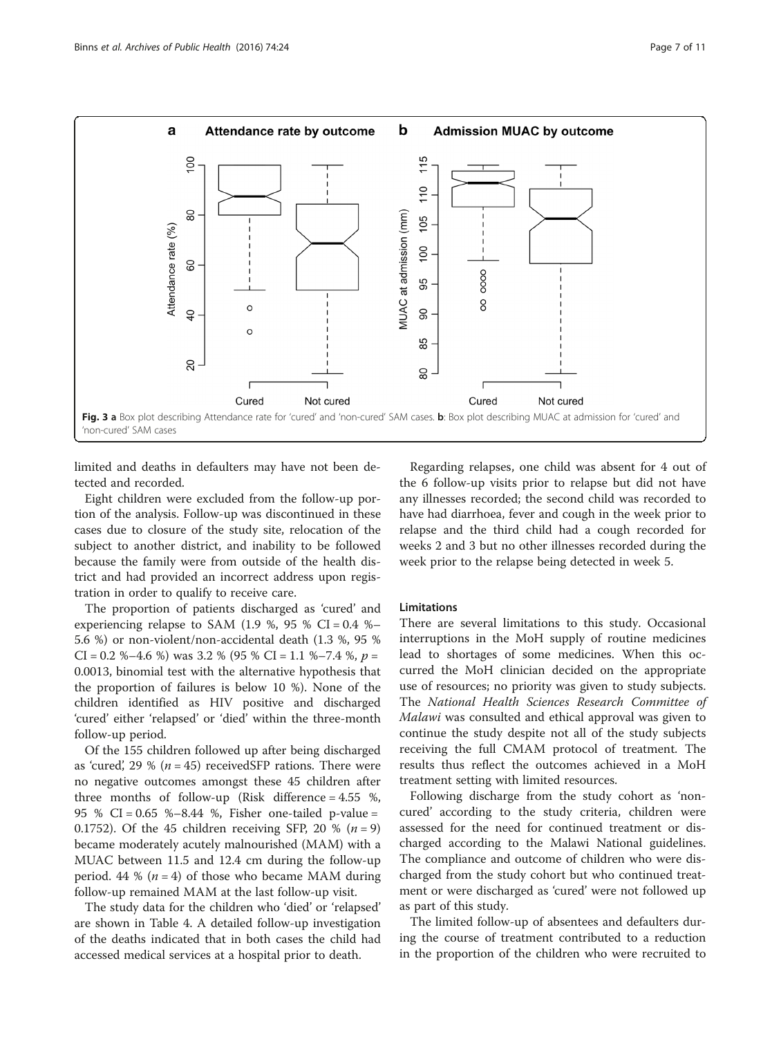**Fig. 3 a** Box plot describing Attendance rate for 'cured' and 'non-cured' SAM cases. **b**: Box plot describing MUAC at admission for 'cured' and 'non-cured' SAM cases

limited and deaths in defaulters may have not been detected and recorded.

Eight children were excluded from the follow-up portion of the analysis. Follow-up was discontinued in these cases due to closure of the study site, relocation of the subject to another district, and inability to be followed because the family were from outside of the health district and had provided an incorrect address upon registration in order to qualify to receive care.

The proportion of patients discharged as 'cured' and experiencing relapse to SAM (1.9 %, 95 % CI = 0.4 %–5.6 %) or non-violent/non-accidental death (1.3 %, 95 % CI = 0.2 %–4.6 %) was 3.2 % (95 % CI = 1.1 %–7.4 %, $p$ = 0.0013, binomial test with the alternative hypothesis that the proportion of failures is below 10 %). None of the children identified as HIV positive and discharged 'cured' either 'relapsed' or 'died' within the three-month follow-up period.

Of the 155 children followed up after being discharged as 'cured', 29 % ($n$ = 45) receivedSFP rations. There were no negative outcomes amongst these 45 children after three months of follow-up (Risk difference = 4.55 %, 95 % CI = 0.65 %–8.44 %, Fisher one-tailed p-value = 0.1752). Of the 45 children receiving SFP, 20 % ($n$ = 9) became moderately acutely malnourished (MAM) with a MUAC between 11.5 and 12.4 cm during the follow-up period. 44 % ($n$ = 4) of those who became MAM during follow-up remained MAM at the last follow-up visit.

The study data for the children who 'died' or 'relapsed' are shown in Table 4. A detailed follow-up investigation of the deaths indicated that in both cases the child had accessed medical services at a hospital prior to death.

Regarding relapses, one child was absent for 4 out of the 6 follow-up visits prior to relapse but did not have any illnesses recorded; the second child was recorded to have had diarrhoea, fever and cough in the week prior to relapse and the third child had a cough recorded for weeks 2 and 3 but no other illnesses recorded during the week prior to the relapse being detected in week 5.

#### Limitations

There are several limitations to this study. Occasional interruptions in the MoH supply of routine medicines lead to shortages of some medicines. When this occurred the MoH clinician decided on the appropriate use of resources; no priority was given to study subjects. The *National Health Sciences Research Committee of Malawi* was consulted and ethical approval was given to continue the study despite not all of the study subjects receiving the full CMAM protocol of treatment. The results thus reflect the outcomes achieved in a MoH treatment setting with limited resources.

Following discharge from the study cohort as 'non-cured' according to the study criteria, children were assessed for the need for continued treatment or discharged according to the Malawi National guidelines. The compliance and outcome of children who were discharged from the study cohort but who continued treatment or were discharged as 'cured' were not followed up as part of this study.

The limited follow-up of absentees and defaulters during the course of treatment contributed to a reduction in the proportion of the children who were recruited to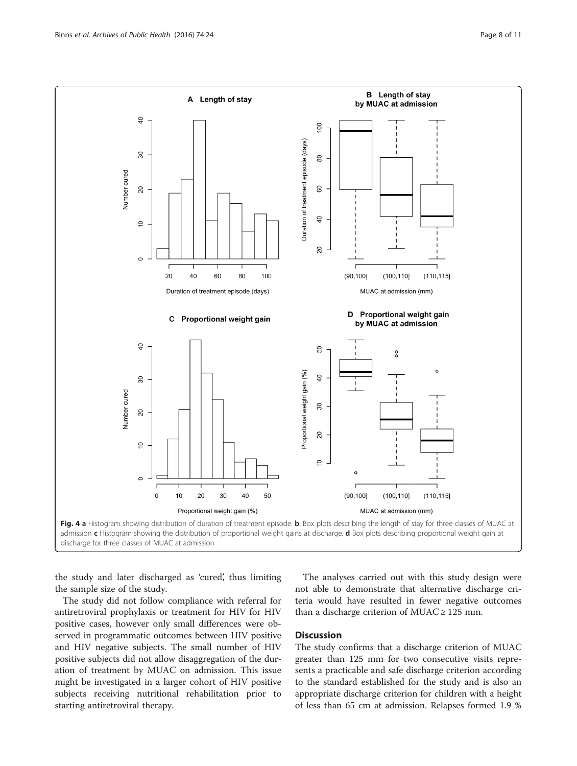Fig. 4 **a** Histogram showing distribution of duration of treatment episode. **b**: Box plots describing the length of stay for three classes of MUAC at admission **c** Histogram showing the distribution of proportional weight gains at discharge. **d** Box plots describing proportional weight gain at discharge for three classes of MUAC at admission

the study and later discharged as 'cured', thus limiting the sample size of the study.

The study did not follow compliance with referral for antiretroviral prophylaxis or treatment for HIV for HIV positive cases, however only small differences were observed in programmatic outcomes between HIV positive and HIV negative subjects. The small number of HIV positive subjects did not allow disaggregation of the duration of treatment by MUAC on admission. This issue might be investigated in a larger cohort of HIV positive subjects receiving nutritional rehabilitation prior to starting antiretroviral therapy.

The analyses carried out with this study design were not able to demonstrate that alternative discharge criteria would have resulted in fewer negative outcomes than a discharge criterion of MUAC ≥ 125 mm.

## Discussion

The study confirms that a discharge criterion of MUAC greater than 125 mm for two consecutive visits represents a practicable and safe discharge criterion according to the standard established for the study and is also an appropriate discharge criterion for children with a height of less than 65 cm at admission. Relapses formed 1.9 %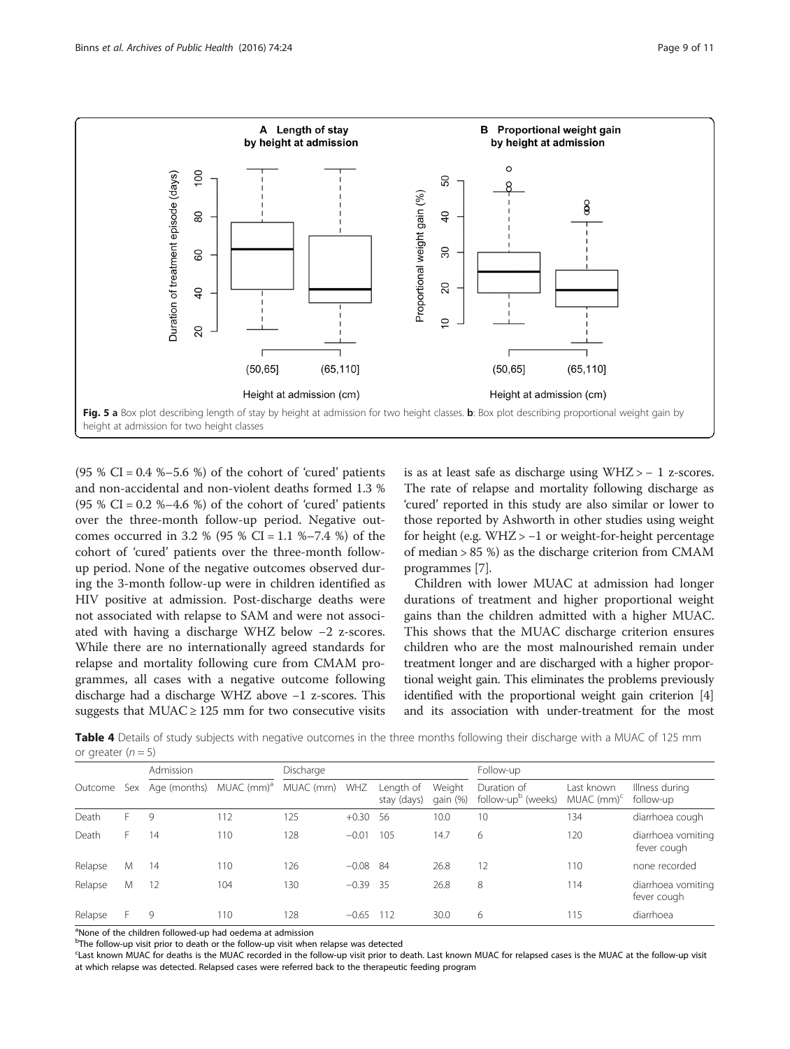**Fig. 5 a** Box plot describing length of stay by height at admission for two height classes. **b**: Box plot describing proportional weight gain by height at admission for two height classes

(95 % CI = 0.4 %–5.6 %) of the cohort of 'cured' patients and non-accidental and non-violent deaths formed 1.3 % (95 % CI = 0.2 %–4.6 %) of the cohort of 'cured' patients over the three-month follow-up period. Negative outcomes occurred in 3.2 % (95 % CI = 1.1 %–7.4 %) of the cohort of 'cured' patients over the three-month follow-up period. None of the negative outcomes observed during the 3-month follow-up were in children identified as HIV positive at admission. Post-discharge deaths were not associated with relapse to SAM and were not associated with having a discharge WHZ below −2 z-scores. While there are no internationally agreed standards for relapse and mortality following cure from CMAM programmes, all cases with a negative outcome following discharge had a discharge WHZ above −1 z-scores. This suggests that MUAC ≥ 125 mm for two consecutive visits is as at least safe as discharge using WHZ > − 1 z-scores. The rate of relapse and mortality following discharge as 'cured' reported in this study are also similar or lower to those reported by Ashworth in other studies using weight for height (e.g. WHZ > −1 or weight-for-height percentage of median > 85 %) as the discharge criterion from CMAM programmes [7].

Children with lower MUAC at admission had longer durations of treatment and higher proportional weight gains than the children admitted with a higher MUAC. This shows that the MUAC discharge criterion ensures children who are the most malnourished remain under treatment longer and are discharged with a higher proportional weight gain. This eliminates the problems previously identified with the proportional weight gain criterion [4] and its association with under-treatment for the most

**Table 4** Details of study subjects with negative outcomes in the three months following their discharge with a MUAC of 125 mm or greater (n = 5)

| | | Admission | | Discharge | | | | Follow-up | | |
|---|---|---|---|---|---|---|---|---|---|---|
| Outcome | Sex | Age (months) | MUAC (mm)[a] | MUAC (mm) | WHZ | Length of stay (days) | Weight gain (%) | Duration of follow-up[b] (weeks) | Last known MUAC (mm)[c] | Illness during follow-up |
| Death | F | 9 | 112 | 125 | +0.30 | 56 | 10.0 | 10 | 134 | diarrhoea cough |
| Death | F | 14 | 110 | 128 | −0.01 | 105 | 14.7 | 6 | 120 | diarrhoea vomiting fever cough |
| Relapse | M | 14 | 110 | 126 | −0.08 | 84 | 26.8 | 12 | 110 | none recorded |
| Relapse | M | 12 | 104 | 130 | −0.39 | 35 | 26.8 | 8 | 114 | diarrhoea vomiting fever cough |
| Relapse | F | 9 | 110 | 128 | −0.65 | 112 | 30.0 | 6 | 115 | diarrhoea |

[a]None of the children followed-up had oedema at admission

[b]The follow-up visit prior to death or the follow-up visit when relapse was detected

[c]Last known MUAC for deaths is the MUAC recorded in the follow-up visit prior to death. Last known MUAC for relapsed cases is the MUAC at the follow-up visit at which relapse was detected. Relapsed cases were referred back to the therapeutic feeding program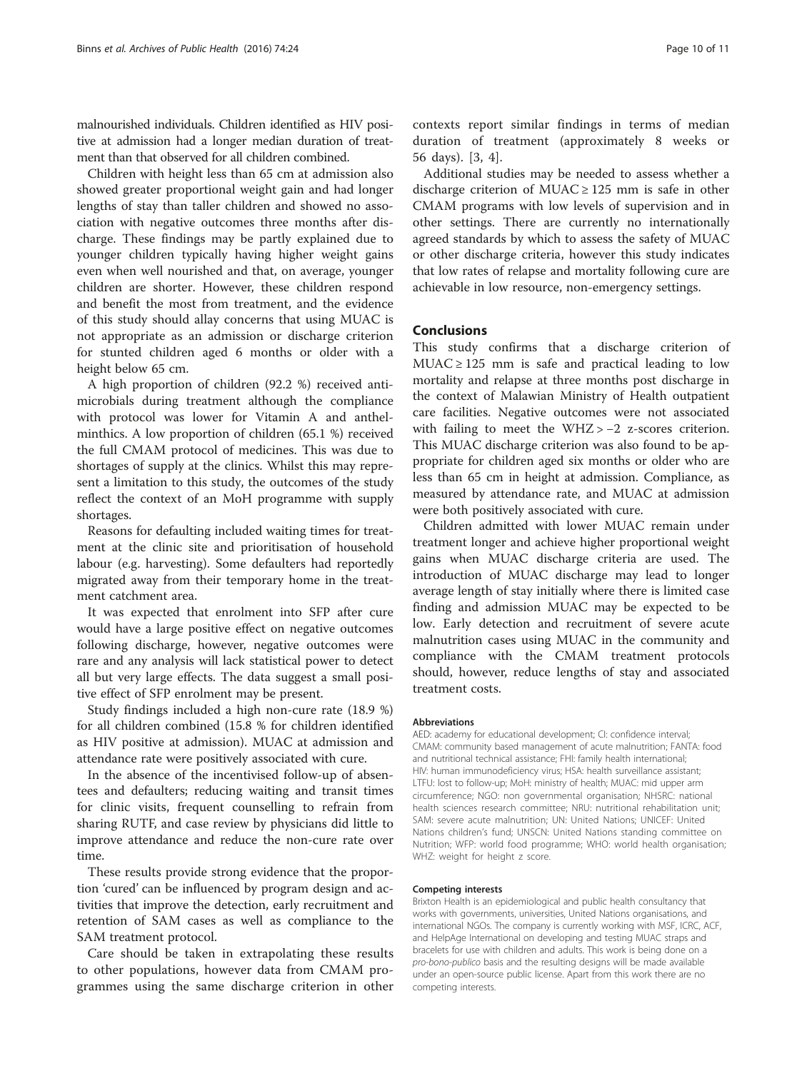malnourished individuals. Children identified as HIV positive at admission had a longer median duration of treatment than that observed for all children combined.

Children with height less than 65 cm at admission also showed greater proportional weight gain and had longer lengths of stay than taller children and showed no association with negative outcomes three months after discharge. These findings may be partly explained due to younger children typically having higher weight gains even when well nourished and that, on average, younger children are shorter. However, these children respond and benefit the most from treatment, and the evidence of this study should allay concerns that using MUAC is not appropriate as an admission or discharge criterion for stunted children aged 6 months or older with a height below 65 cm.

A high proportion of children (92.2 %) received antimicrobials during treatment although the compliance with protocol was lower for Vitamin A and anthelminthics. A low proportion of children (65.1 %) received the full CMAM protocol of medicines. This was due to shortages of supply at the clinics. Whilst this may represent a limitation to this study, the outcomes of the study reflect the context of an MoH programme with supply shortages.

Reasons for defaulting included waiting times for treatment at the clinic site and prioritisation of household labour (e.g. harvesting). Some defaulters had reportedly migrated away from their temporary home in the treatment catchment area.

It was expected that enrolment into SFP after cure would have a large positive effect on negative outcomes following discharge, however, negative outcomes were rare and any analysis will lack statistical power to detect all but very large effects. The data suggest a small positive effect of SFP enrolment may be present.

Study findings included a high non-cure rate (18.9 %) for all children combined (15.8 % for children identified as HIV positive at admission). MUAC at admission and attendance rate were positively associated with cure.

In the absence of the incentivised follow-up of absentees and defaulters; reducing waiting and transit times for clinic visits, frequent counselling to refrain from sharing RUTF, and case review by physicians did little to improve attendance and reduce the non-cure rate over time.

These results provide strong evidence that the proportion 'cured' can be influenced by program design and activities that improve the detection, early recruitment and retention of SAM cases as well as compliance to the SAM treatment protocol.

Care should be taken in extrapolating these results to other populations, however data from CMAM programmes using the same discharge criterion in other contexts report similar findings in terms of median duration of treatment (approximately 8 weeks or 56 days). [3, 4].

Additional studies may be needed to assess whether a discharge criterion of MUAC ≥ 125 mm is safe in other CMAM programs with low levels of supervision and in other settings. There are currently no internationally agreed standards by which to assess the safety of MUAC or other discharge criteria, however this study indicates that low rates of relapse and mortality following cure are achievable in low resource, non-emergency settings.

## Conclusions

This study confirms that a discharge criterion of MUAC ≥ 125 mm is safe and practical leading to low mortality and relapse at three months post discharge in the context of Malawian Ministry of Health outpatient care facilities. Negative outcomes were not associated with failing to meet the WHZ > −2 z-scores criterion. This MUAC discharge criterion was also found to be appropriate for children aged six months or older who are less than 65 cm in height at admission. Compliance, as measured by attendance rate, and MUAC at admission were both positively associated with cure.

Children admitted with lower MUAC remain under treatment longer and achieve higher proportional weight gains when MUAC discharge criteria are used. The introduction of MUAC discharge may lead to longer average length of stay initially where there is limited case finding and admission MUAC may be expected to be low. Early detection and recruitment of severe acute malnutrition cases using MUAC in the community and compliance with the CMAM treatment protocols should, however, reduce lengths of stay and associated treatment costs.

#### Abbreviations

AED: academy for educational development; CI: confidence interval; CMAM: community based management of acute malnutrition; FANTA: food and nutritional technical assistance; FHI: family health international; HIV: human immunodeficiency virus; HSA: health surveillance assistant; LTFU: lost to follow-up; MoH: ministry of health; MUAC: mid upper arm circumference; NGO: non governmental organisation; NHSRC: national health sciences research committee; NRU: nutritional rehabilitation unit; SAM: severe acute malnutrition; UN: United Nations; UNICEF: United Nations children's fund; UNSCN: United Nations standing committee on Nutrition; WFP: world food programme; WHO: world health organisation; WHZ: weight for height z score.

#### Competing interests

Brixton Health is an epidemiological and public health consultancy that works with governments, universities, United Nations organisations, and international NGOs. The company is currently working with MSF, ICRC, ACF, and HelpAge International on developing and testing MUAC straps and bracelets for use with children and adults. This work is being done on a *pro-bono-publico* basis and the resulting designs will be made available under an open-source public license. Apart from this work there are no competing interests.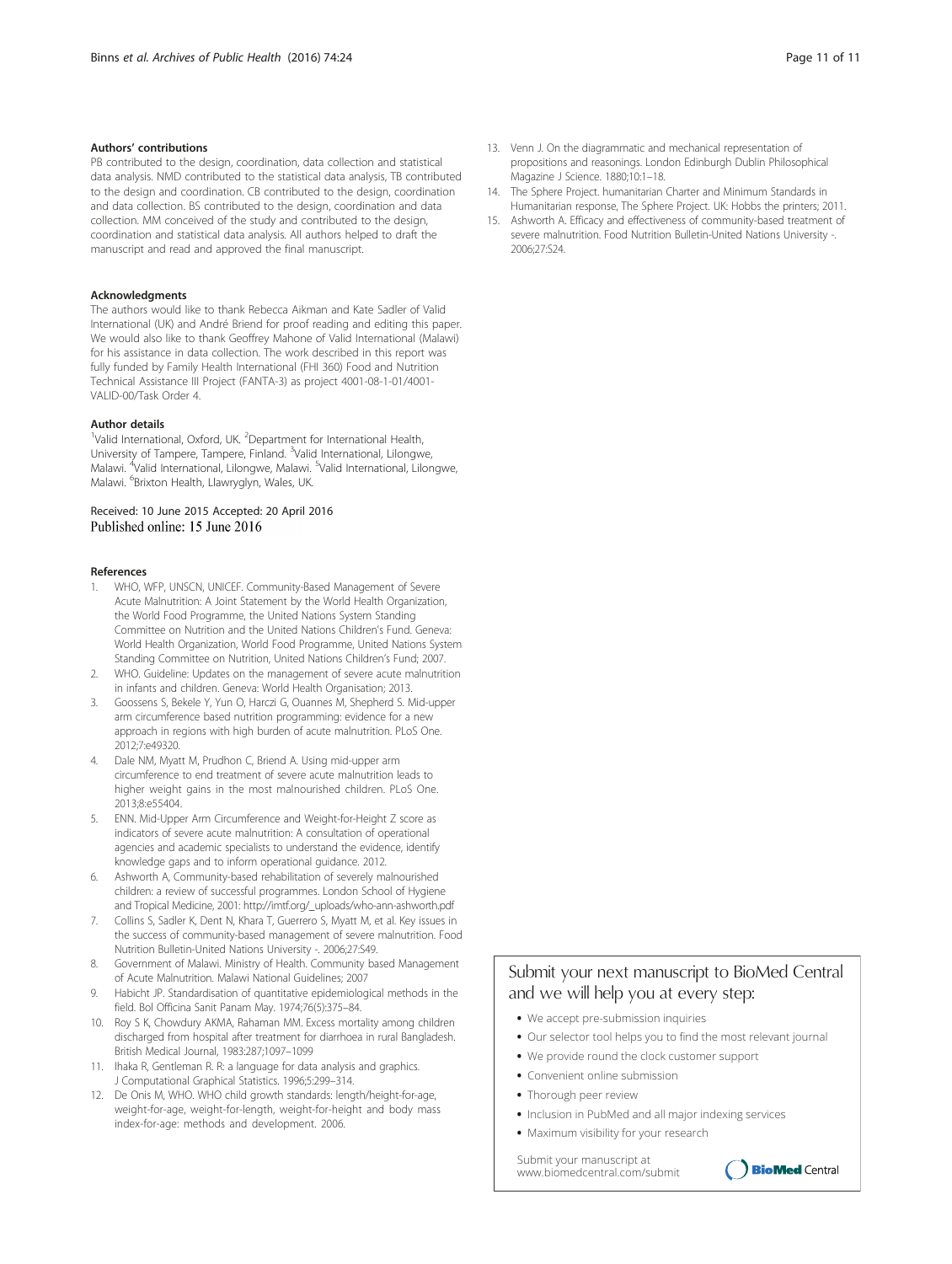### Authors' contributions

PB contributed to the design, coordination, data collection and statistical data analysis. NMD contributed to the statistical data analysis, TB contributed to the design and coordination. CB contributed to the design, coordination and data collection. BS contributed to the design, coordination and data collection. MM conceived of the study and contributed to the design, coordination and statistical data analysis. All authors helped to draft the manuscript and read and approved the final manuscript.

### Acknowledgments

The authors would like to thank Rebecca Aikman and Kate Sadler of Valid International (UK) and André Briend for proof reading and editing this paper. We would also like to thank Geoffrey Mahone of Valid International (Malawi) for his assistance in data collection. The work described in this report was fully funded by Family Health International (FHI 360) Food and Nutrition Technical Assistance III Project (FANTA-3) as project 4001-08-1-01/4001-VALID-00/Task Order 4.

### Author details

[1]Valid International, Oxford, UK. [2]Department for International Health, University of Tampere, Tampere, Finland. [3]Valid International, Lilongwe, Malawi. [4]Valid International, Lilongwe, Malawi. [5]Valid International, Lilongwe, Malawi. [6]Brixton Health, Llawryglyn, Wales, UK.

Received: 10 June 2015 Accepted: 20 April 2016
Published online: 15 June 2016

### References

1. WHO, WFP, UNSCN, UNICEF. Community-Based Management of Severe Acute Malnutrition: A Joint Statement by the World Health Organization, the World Food Programme, the United Nations System Standing Committee on Nutrition and the United Nations Children's Fund. Geneva: World Health Organization, World Food Programme, United Nations System Standing Committee on Nutrition, United Nations Children's Fund; 2007.
2. WHO. Guideline: Updates on the management of severe acute malnutrition in infants and children. Geneva: World Health Organisation; 2013.
3. Goossens S, Bekele Y, Yun O, Harczi G, Ouannes M, Shepherd S. Mid-upper arm circumference based nutrition programming: evidence for a new approach in regions with high burden of acute malnutrition. PLoS One. 2012;7:e49320.
4. Dale NM, Myatt M, Prudhon C, Briend A. Using mid-upper arm circumference to end treatment of severe acute malnutrition leads to higher weight gains in the most malnourished children. PLoS One. 2013;8:e55404.
5. ENN. Mid-Upper Arm Circumference and Weight-for-Height Z score as indicators of severe acute malnutrition: A consultation of operational agencies and academic specialists to understand the evidence, identify knowledge gaps and to inform operational guidance. 2012.
6. Ashworth A, Community-based rehabilitation of severely malnourished children: a review of successful programmes. London School of Hygiene and Tropical Medicine, 2001: http://imtf.org/_uploads/who-ann-ashworth.pdf
7. Collins S, Sadler K, Dent N, Khara T, Guerrero S, Myatt M, et al. Key issues in the success of community-based management of severe malnutrition. Food Nutrition Bulletin-United Nations University -. 2006;27:S49.
8. Government of Malawi. Ministry of Health. Community based Management of Acute Malnutrition. Malawi National Guidelines; 2007
9. Habicht JP. Standardisation of quantitative epidemiological methods in the field. Bol Officina Sanit Panam May. 1974;76(5):375–84.
10. Roy S K, Chowdury AKMA, Rahaman MM. Excess mortality among children discharged from hospital after treatment for diarrhoea in rural Bangladesh. British Medical Journal, 1983:287;1097–1099
11. Ihaka R, Gentleman R. R: a language for data analysis and graphics. J Computational Graphical Statistics. 1996;5:299–314.
12. De Onis M, WHO. WHO child growth standards: length/height-for-age, weight-for-age, weight-for-length, weight-for-height and body mass index-for-age: methods and development. 2006.
13. Venn J. On the diagrammatic and mechanical representation of propositions and reasonings. London Edinburgh Dublin Philosophical Magazine J Science. 1880;10:1–18.
14. The Sphere Project. humanitarian Charter and Minimum Standards in Humanitarian response, The Sphere Project. UK: Hobbs the printers; 2011.
15. Ashworth A. Efficacy and effectiveness of community-based treatment of severe malnutrition. Food Nutrition Bulletin-United Nations University -. 2006;27:S24.

Submit your next manuscript to BioMed Central and we will help you at every step:

- We accept pre-submission inquiries
- Our selector tool helps you to find the most relevant journal
- We provide round the clock customer support
- Convenient online submission
- Thorough peer review
- Inclusion in PubMed and all major indexing services
- Maximum visibility for your research

Submit your manuscript at
www.biomedcentral.com/submit

BioMed Central